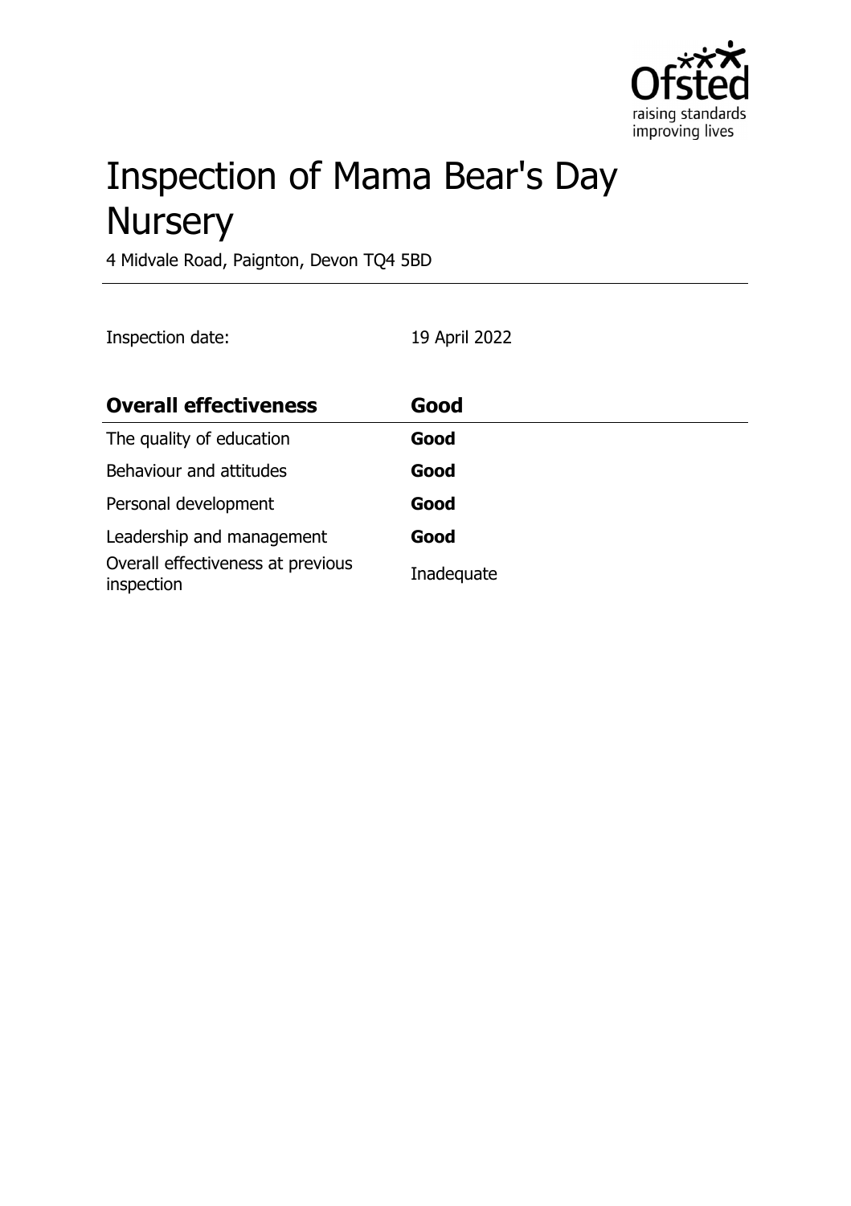# Inspection of Mama Bear's Day Nursery

4 Midvale Road, Paignton, Devon TQ4 5BD

Inspection date: 19 April 2022

| **Overall effectiveness** | **Good** |
| --- | --- |
| The quality of education | **Good** |
| Behaviour and attitudes | **Good** |
| Personal development | **Good** |
| Leadership and management | **Good** |
| Overall effectiveness at previous inspection | Inadequate |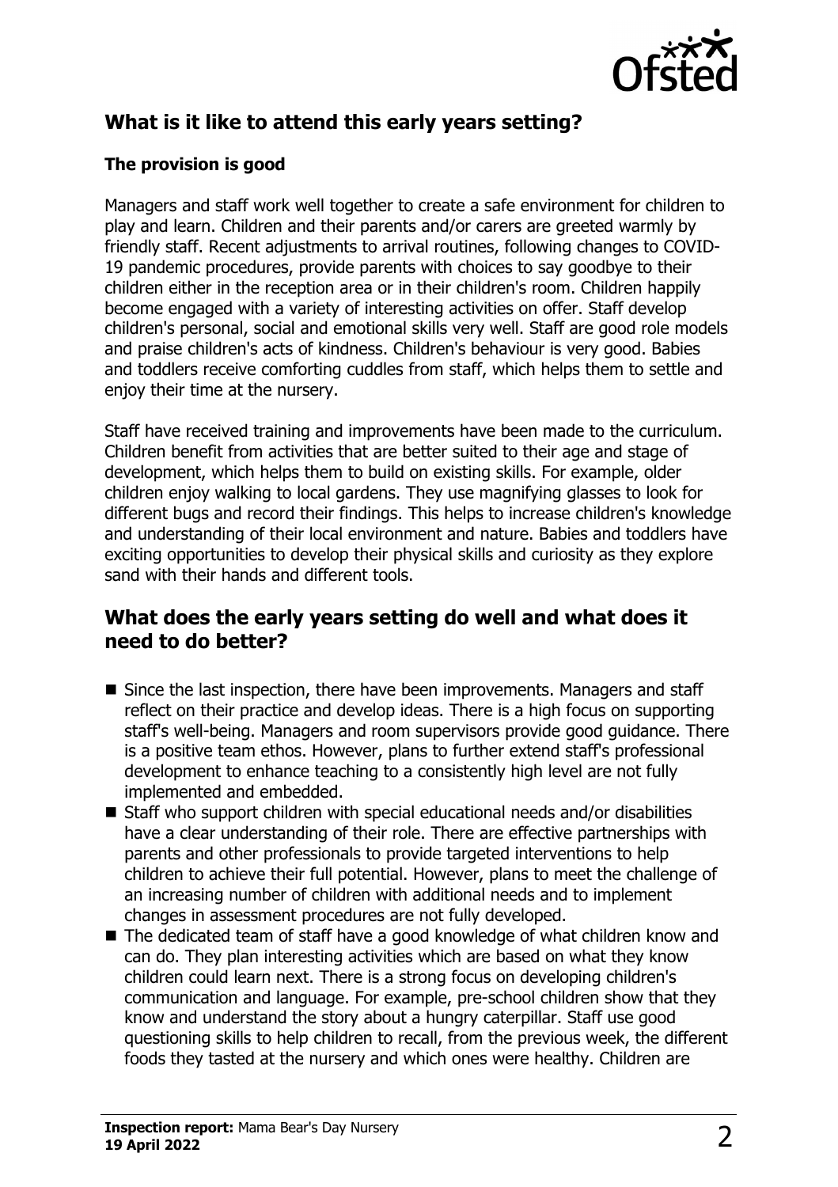## What is it like to attend this early years setting?

### The provision is good

Managers and staff work well together to create a safe environment for children to play and learn. Children and their parents and/or carers are greeted warmly by friendly staff. Recent adjustments to arrival routines, following changes to COVID-19 pandemic procedures, provide parents with choices to say goodbye to their children either in the reception area or in their children's room. Children happily become engaged with a variety of interesting activities on offer. Staff develop children's personal, social and emotional skills very well. Staff are good role models and praise children's acts of kindness. Children's behaviour is very good. Babies and toddlers receive comforting cuddles from staff, which helps them to settle and enjoy their time at the nursery.

Staff have received training and improvements have been made to the curriculum. Children benefit from activities that are better suited to their age and stage of development, which helps them to build on existing skills. For example, older children enjoy walking to local gardens. They use magnifying glasses to look for different bugs and record their findings. This helps to increase children's knowledge and understanding of their local environment and nature. Babies and toddlers have exciting opportunities to develop their physical skills and curiosity as they explore sand with their hands and different tools.

## What does the early years setting do well and what does it need to do better?

- Since the last inspection, there have been improvements. Managers and staff reflect on their practice and develop ideas. There is a high focus on supporting staff's well-being. Managers and room supervisors provide good guidance. There is a positive team ethos. However, plans to further extend staff's professional development to enhance teaching to a consistently high level are not fully implemented and embedded.
- Staff who support children with special educational needs and/or disabilities have a clear understanding of their role. There are effective partnerships with parents and other professionals to provide targeted interventions to help children to achieve their full potential. However, plans to meet the challenge of an increasing number of children with additional needs and to implement changes in assessment procedures are not fully developed.
- The dedicated team of staff have a good knowledge of what children know and can do. They plan interesting activities which are based on what they know children could learn next. There is a strong focus on developing children's communication and language. For example, pre-school children show that they know and understand the story about a hungry caterpillar. Staff use good questioning skills to help children to recall, from the previous week, the different foods they tasted at the nursery and which ones were healthy. Children are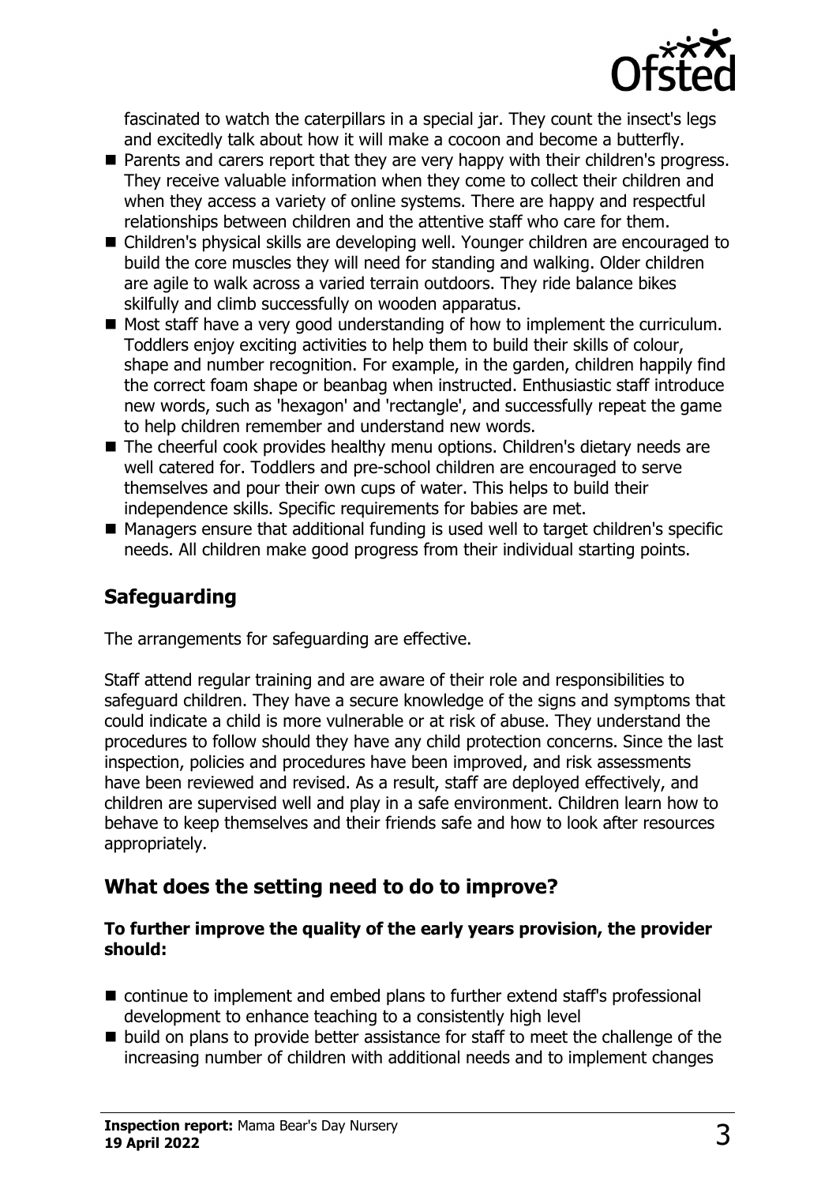fascinated to watch the caterpillars in a special jar. They count the insect's legs and excitedly talk about how it will make a cocoon and become a butterfly.

- Parents and carers report that they are very happy with their children's progress. They receive valuable information when they come to collect their children and when they access a variety of online systems. There are happy and respectful relationships between children and the attentive staff who care for them.
- Children's physical skills are developing well. Younger children are encouraged to build the core muscles they will need for standing and walking. Older children are agile to walk across a varied terrain outdoors. They ride balance bikes skilfully and climb successfully on wooden apparatus.
- Most staff have a very good understanding of how to implement the curriculum. Toddlers enjoy exciting activities to help them to build their skills of colour, shape and number recognition. For example, in the garden, children happily find the correct foam shape or beanbag when instructed. Enthusiastic staff introduce new words, such as 'hexagon' and 'rectangle', and successfully repeat the game to help children remember and understand new words.
- The cheerful cook provides healthy menu options. Children's dietary needs are well catered for. Toddlers and pre-school children are encouraged to serve themselves and pour their own cups of water. This helps to build their independence skills. Specific requirements for babies are met.
- Managers ensure that additional funding is used well to target children's specific needs. All children make good progress from their individual starting points.

## Safeguarding

The arrangements for safeguarding are effective.

Staff attend regular training and are aware of their role and responsibilities to safeguard children. They have a secure knowledge of the signs and symptoms that could indicate a child is more vulnerable or at risk of abuse. They understand the procedures to follow should they have any child protection concerns. Since the last inspection, policies and procedures have been improved, and risk assessments have been reviewed and revised. As a result, staff are deployed effectively, and children are supervised well and play in a safe environment. Children learn how to behave to keep themselves and their friends safe and how to look after resources appropriately.

## What does the setting need to do to improve?

**To further improve the quality of the early years provision, the provider should:**

- continue to implement and embed plans to further extend staff's professional development to enhance teaching to a consistently high level
- build on plans to provide better assistance for staff to meet the challenge of the increasing number of children with additional needs and to implement changes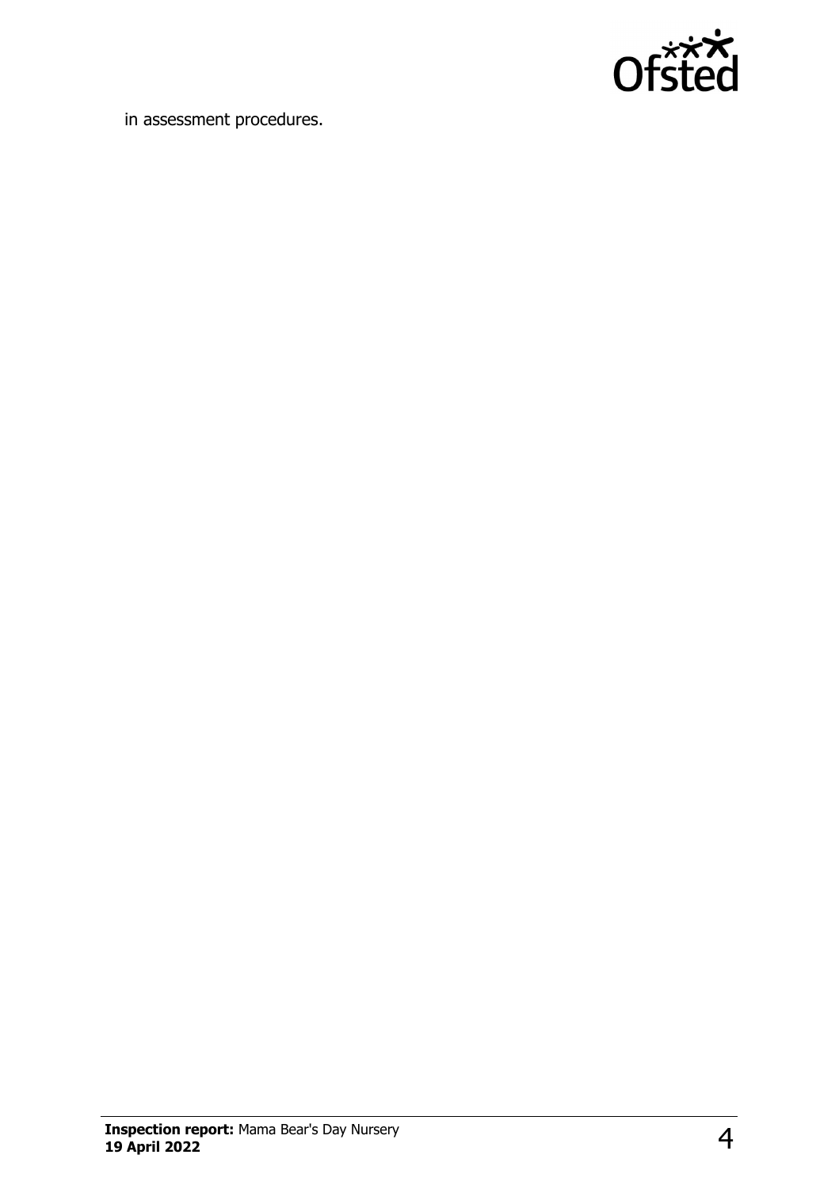in assessment procedures.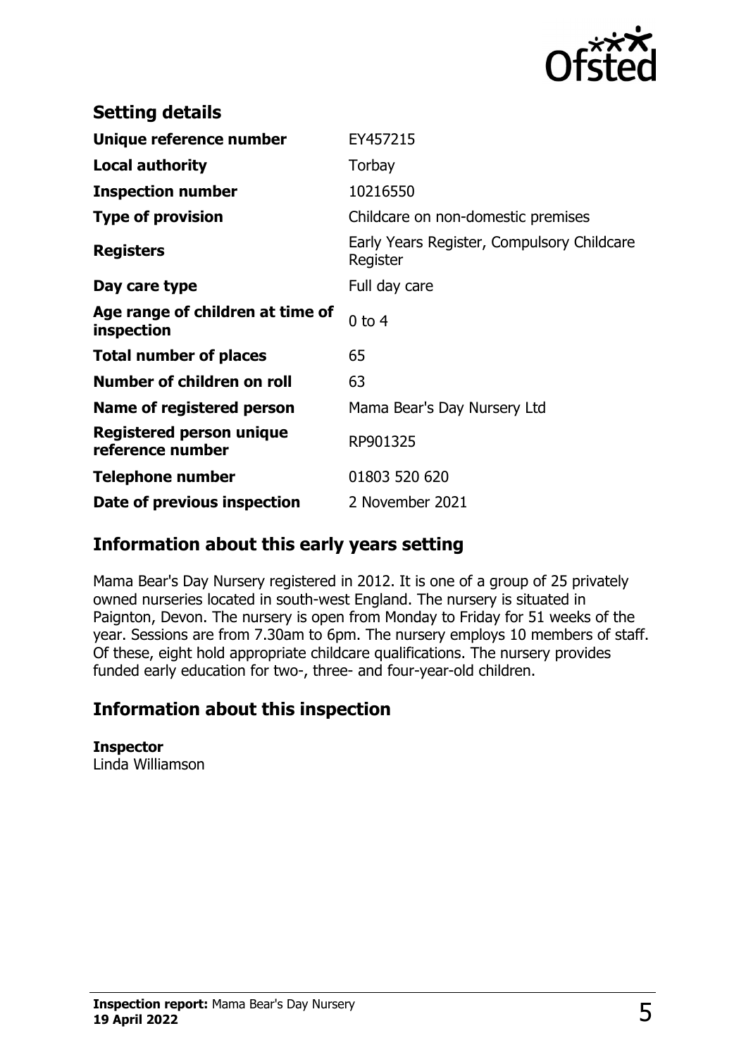## Setting details

| | |
|---|---|
| **Unique reference number** | EY457215 |
| **Local authority** | Torbay |
| **Inspection number** | 10216550 |
| **Type of provision** | Childcare on non-domestic premises |
| **Registers** | Early Years Register, Compulsory Childcare Register |
| **Day care type** | Full day care |
| **Age range of children at time of inspection** | 0 to 4 |
| **Total number of places** | 65 |
| **Number of children on roll** | 63 |
| **Name of registered person** | Mama Bear's Day Nursery Ltd |
| **Registered person unique reference number** | RP901325 |
| **Telephone number** | 01803 520 620 |
| **Date of previous inspection** | 2 November 2021 |

## Information about this early years setting

Mama Bear's Day Nursery registered in 2012. It is one of a group of 25 privately owned nurseries located in south-west England. The nursery is situated in Paignton, Devon. The nursery is open from Monday to Friday for 51 weeks of the year. Sessions are from 7.30am to 6pm. The nursery employs 10 members of staff. Of these, eight hold appropriate childcare qualifications. The nursery provides funded early education for two-, three- and four-year-old children.

## Information about this inspection

**Inspector**
Linda Williamson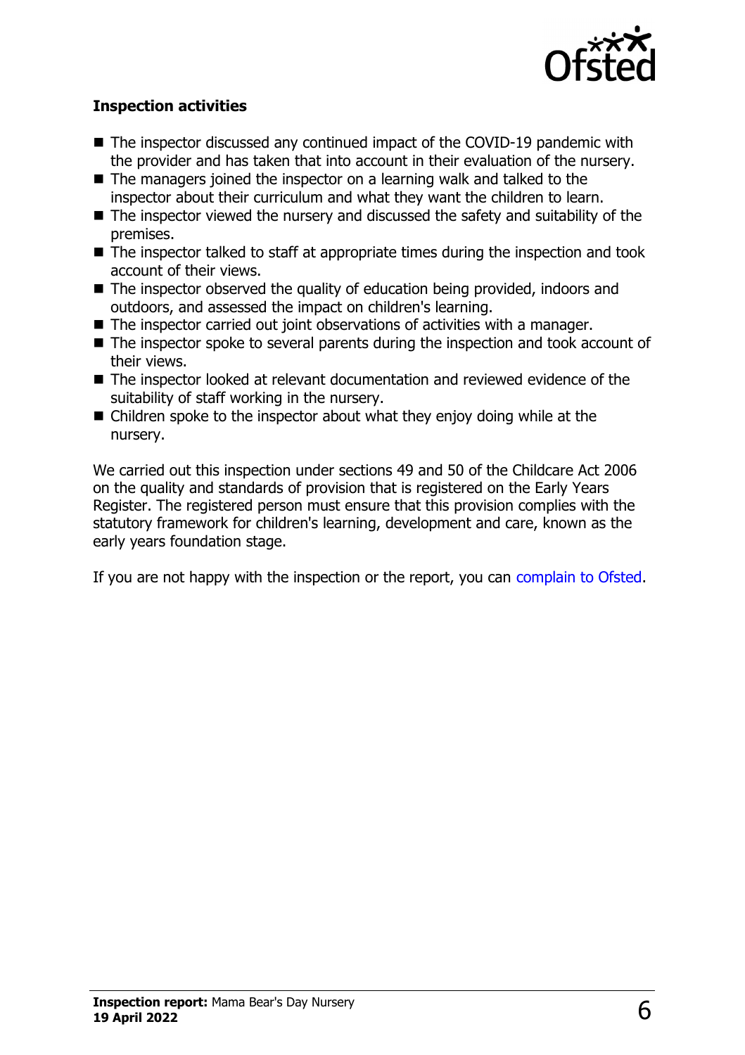### Inspection activities

- The inspector discussed any continued impact of the COVID-19 pandemic with the provider and has taken that into account in their evaluation of the nursery.
- The managers joined the inspector on a learning walk and talked to the inspector about their curriculum and what they want the children to learn.
- The inspector viewed the nursery and discussed the safety and suitability of the premises.
- The inspector talked to staff at appropriate times during the inspection and took account of their views.
- The inspector observed the quality of education being provided, indoors and outdoors, and assessed the impact on children's learning.
- The inspector carried out joint observations of activities with a manager.
- The inspector spoke to several parents during the inspection and took account of their views.
- The inspector looked at relevant documentation and reviewed evidence of the suitability of staff working in the nursery.
- Children spoke to the inspector about what they enjoy doing while at the nursery.

We carried out this inspection under sections 49 and 50 of the Childcare Act 2006 on the quality and standards of provision that is registered on the Early Years Register. The registered person must ensure that this provision complies with the statutory framework for children's learning, development and care, known as the early years foundation stage.

If you are not happy with the inspection or the report, you can complain to Ofsted.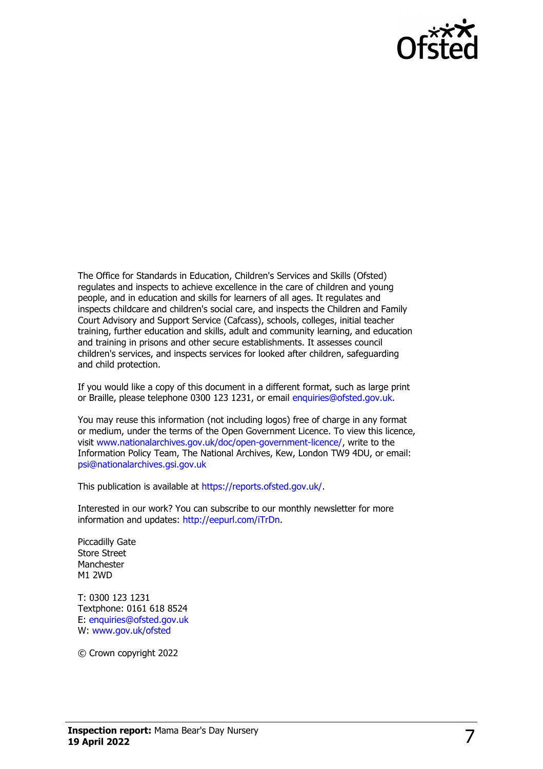The Office for Standards in Education, Children's Services and Skills (Ofsted) regulates and inspects to achieve excellence in the care of children and young people, and in education and skills for learners of all ages. It regulates and inspects childcare and children's social care, and inspects the Children and Family Court Advisory and Support Service (Cafcass), schools, colleges, initial teacher training, further education and skills, adult and community learning, and education and training in prisons and other secure establishments. It assesses council children's services, and inspects services for looked after children, safeguarding and child protection.

If you would like a copy of this document in a different format, such as large print or Braille, please telephone 0300 123 1231, or email enquiries@ofsted.gov.uk.

You may reuse this information (not including logos) free of charge in any format or medium, under the terms of the Open Government Licence. To view this licence, visit www.nationalarchives.gov.uk/doc/open-government-licence/, write to the Information Policy Team, The National Archives, Kew, London TW9 4DU, or email: psi@nationalarchives.gsi.gov.uk

This publication is available at https://reports.ofsted.gov.uk/.

Interested in our work? You can subscribe to our monthly newsletter for more information and updates: http://eepurl.com/iTrDn.

Piccadilly Gate
Store Street
Manchester
M1 2WD

T: 0300 123 1231
Textphone: 0161 618 8524
E: enquiries@ofsted.gov.uk
W: www.gov.uk/ofsted

© Crown copyright 2022